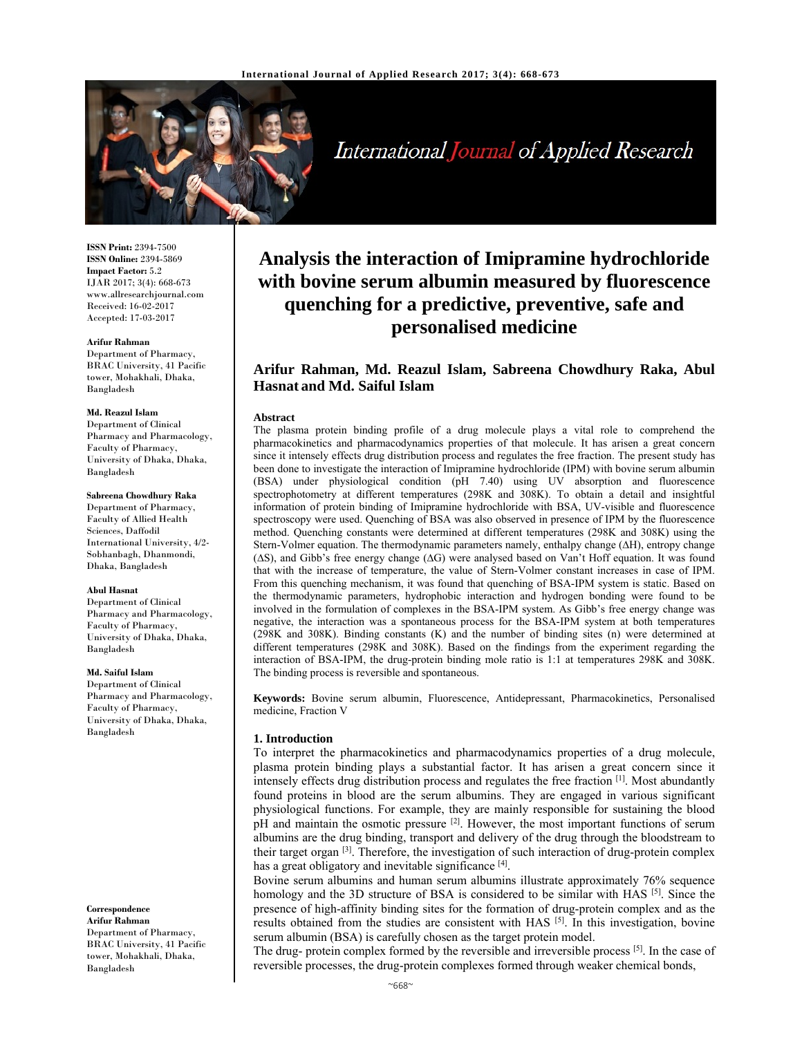**ISSN Print:** 2394-7500
**ISSN Online:** 2394-5869
**Impact Factor:** 5.2
IJAR 2017; 3(4): 668-673
www.allresearchjournal.com
Received: 16-02-2017
Accepted: 17-03-2017

**Arifur Rahman**
Department of Pharmacy, BRAC University, 41 Pacific tower, Mohakhali, Dhaka, Bangladesh

**Md. Reazul Islam**
Department of Clinical Pharmacy and Pharmacology, Faculty of Pharmacy, University of Dhaka, Dhaka, Bangladesh

**Sabreena Chowdhury Raka**
Department of Pharmacy, Faculty of Allied Health Sciences, Daffodil International University, 4/2-Sobhanbagh, Dhanmondi, Dhaka, Bangladesh

**Abul Hasnat**
Department of Clinical Pharmacy and Pharmacology, Faculty of Pharmacy, University of Dhaka, Dhaka, Bangladesh

**Md. Saiful Islam**
Department of Clinical Pharmacy and Pharmacology, Faculty of Pharmacy, University of Dhaka, Dhaka, Bangladesh

**Correspondence**
**Arifur Rahman**
Department of Pharmacy, BRAC University, 41 Pacific tower, Mohakhali, Dhaka, Bangladesh

# Analysis the interaction of Imipramine hydrochloride with bovine serum albumin measured by fluorescence quenching for a predictive, preventive, safe and personalised medicine

**Arifur Rahman, Md. Reazul Islam, Sabreena Chowdhury Raka, Abul Hasnat and Md. Saiful Islam**

## Abstract

The plasma protein binding profile of a drug molecule plays a vital role to comprehend the pharmacokinetics and pharmacodynamics properties of that molecule. It has arisen a great concern since it intensely effects drug distribution process and regulates the free fraction. The present study has been done to investigate the interaction of Imipramine hydrochloride (IPM) with bovine serum albumin (BSA) under physiological condition (pH 7.40) using UV absorption and fluorescence spectrophotometry at different temperatures (298K and 308K). To obtain a detail and insightful information of protein binding of Imipramine hydrochloride with BSA, UV-visible and fluorescence spectroscopy were used. Quenching of BSA was also observed in presence of IPM by the fluorescence method. Quenching constants were determined at different temperatures (298K and 308K) using the Stern-Volmer equation. The thermodynamic parameters namely, enthalpy change (ΔH), entropy change (ΔS), and Gibb's free energy change (ΔG) were analysed based on Van't Hoff equation. It was found that with the increase of temperature, the value of Stern-Volmer constant increases in case of IPM. From this quenching mechanism, it was found that quenching of BSA-IPM system is static. Based on the thermodynamic parameters, hydrophobic interaction and hydrogen bonding were found to be involved in the formulation of complexes in the BSA-IPM system. As Gibb's free energy change was negative, the interaction was a spontaneous process for the BSA-IPM system at both temperatures (298K and 308K). Binding constants (K) and the number of binding sites (n) were determined at different temperatures (298K and 308K). Based on the findings from the experiment regarding the interaction of BSA-IPM, the drug-protein binding mole ratio is 1:1 at temperatures 298K and 308K. The binding process is reversible and spontaneous.

**Keywords:** Bovine serum albumin, Fluorescence, Antidepressant, Pharmacokinetics, Personalised medicine, Fraction V

## 1. Introduction

To interpret the pharmacokinetics and pharmacodynamics properties of a drug molecule, plasma protein binding plays a substantial factor. It has arisen a great concern since it intensely effects drug distribution process and regulates the free fraction [1]. Most abundantly found proteins in blood are the serum albumins. They are engaged in various significant physiological functions. For example, they are mainly responsible for sustaining the blood pH and maintain the osmotic pressure [2]. However, the most important functions of serum albumins are the drug binding, transport and delivery of the drug through the bloodstream to their target organ [3]. Therefore, the investigation of such interaction of drug-protein complex has a great obligatory and inevitable significance [4].

Bovine serum albumins and human serum albumins illustrate approximately 76% sequence homology and the 3D structure of BSA is considered to be similar with HAS [5]. Since the presence of high-affinity binding sites for the formation of drug-protein complex and as the results obtained from the studies are consistent with HAS [5]. In this investigation, bovine serum albumin (BSA) is carefully chosen as the target protein model.

The drug- protein complex formed by the reversible and irreversible process [5]. In the case of reversible processes, the drug-protein complexes formed through weaker chemical bonds,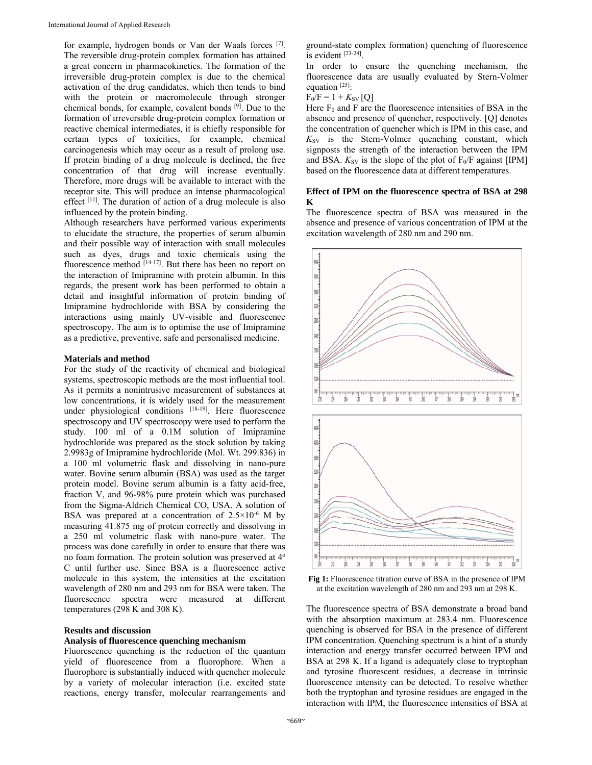for example, hydrogen bonds or Van der Waals forces [7]. The reversible drug-protein complex formation has attained a great concern in pharmacokinetics. The formation of the irreversible drug-protein complex is due to the chemical activation of the drug candidates, which then tends to bind with the protein or macromolecule through stronger chemical bonds, for example, covalent bonds [9]. Due to the formation of irreversible drug-protein complex formation or reactive chemical intermediates, it is chiefly responsible for certain types of toxicities, for example, chemical carcinogenesis which may occur as a result of prolong use. If protein binding of a drug molecule is declined, the free concentration of that drug will increase eventually. Therefore, more drugs will be available to interact with the receptor site. This will produce an intense pharmacological effect [11]. The duration of action of a drug molecule is also influenced by the protein binding.

Although researchers have performed various experiments to elucidate the structure, the properties of serum albumin and their possible way of interaction with small molecules such as dyes, drugs and toxic chemicals using the fluorescence method [14-17]. But there has been no report on the interaction of Imipramine with protein albumin. In this regards, the present work has been performed to obtain a detail and insightful information of protein binding of Imipramine hydrochloride with BSA by considering the interactions using mainly UV-visible and fluorescence spectroscopy. The aim is to optimise the use of Imipramine as a predictive, preventive, safe and personalised medicine.

**Materials and method**

For the study of the reactivity of chemical and biological systems, spectroscopic methods are the most influential tool. As it permits a nonintrusive measurement of substances at low concentrations, it is widely used for the measurement under physiological conditions [18-19]. Here fluorescence spectroscopy and UV spectroscopy were used to perform the study. 100 ml of a 0.1M solution of Imipramine hydrochloride was prepared as the stock solution by taking 2.9983g of Imipramine hydrochloride (Mol. Wt. 299.836) in a 100 ml volumetric flask and dissolving in nano-pure water. Bovine serum albumin (BSA) was used as the target protein model. Bovine serum albumin is a fatty acid-free, fraction V, and 96-98% pure protein which was purchased from the Sigma-Aldrich Chemical CO, USA. A solution of BSA was prepared at a concentration of $2.5\times10^{-6}$ M by measuring 41.875 mg of protein correctly and dissolving in a 250 ml volumetric flask with nano-pure water. The process was done carefully in order to ensure that there was no foam formation. The protein solution was preserved at 4$^{o}$ C until further use. Since BSA is a fluorescence active molecule in this system, the intensities at the excitation wavelength of 280 nm and 293 nm for BSA were taken. The fluorescence spectra were measured at different temperatures (298 K and 308 K).

**Results and discussion**

**Analysis of fluorescence quenching mechanism**

Fluorescence quenching is the reduction of the quantum yield of fluorescence from a fluorophore. When a fluorophore is substantially induced with quencher molecule by a variety of molecular interaction (i.e. excited state reactions, energy transfer, molecular rearrangements and ground-state complex formation) quenching of fluorescence is evident [23-24].

In order to ensure the quenching mechanism, the fluorescence data are usually evaluated by Stern-Volmer equation [25]:

$$F_0/F = 1 + K_{SV}[Q]$$

Here $F_0$ and F are the fluorescence intensities of BSA in the absence and presence of quencher, respectively. [Q] denotes the concentration of quencher which is IPM in this case, and $K_{SV}$ is the Stern-Volmer quenching constant, which signposts the strength of the interaction between the IPM and BSA. $K_{SV}$ is the slope of the plot of $F_0/F$ against [IPM] based on the fluorescence data at different temperatures.

**Effect of IPM on the fluorescence spectra of BSA at 298 K**

The fluorescence spectra of BSA was measured in the absence and presence of various concentration of IPM at the excitation wavelength of 280 nm and 290 nm.

**Fig 1:** Fluorescence titration curve of BSA in the presence of IPM at the excitation wavelength of 280 nm and 293 nm at 298 K.

The fluorescence spectra of BSA demonstrate a broad band with the absorption maximum at 283.4 nm. Fluorescence quenching is observed for BSA in the presence of different IPM concentration. Quenching spectrum is a hint of a sturdy interaction and energy transfer occurred between IPM and BSA at 298 K. If a ligand is adequately close to tryptophan and tyrosine fluorescent residues, a decrease in intrinsic fluorescence intensity can be detected. To resolve whether both the tryptophan and tyrosine residues are engaged in the interaction with IPM, the fluorescence intensities of BSA at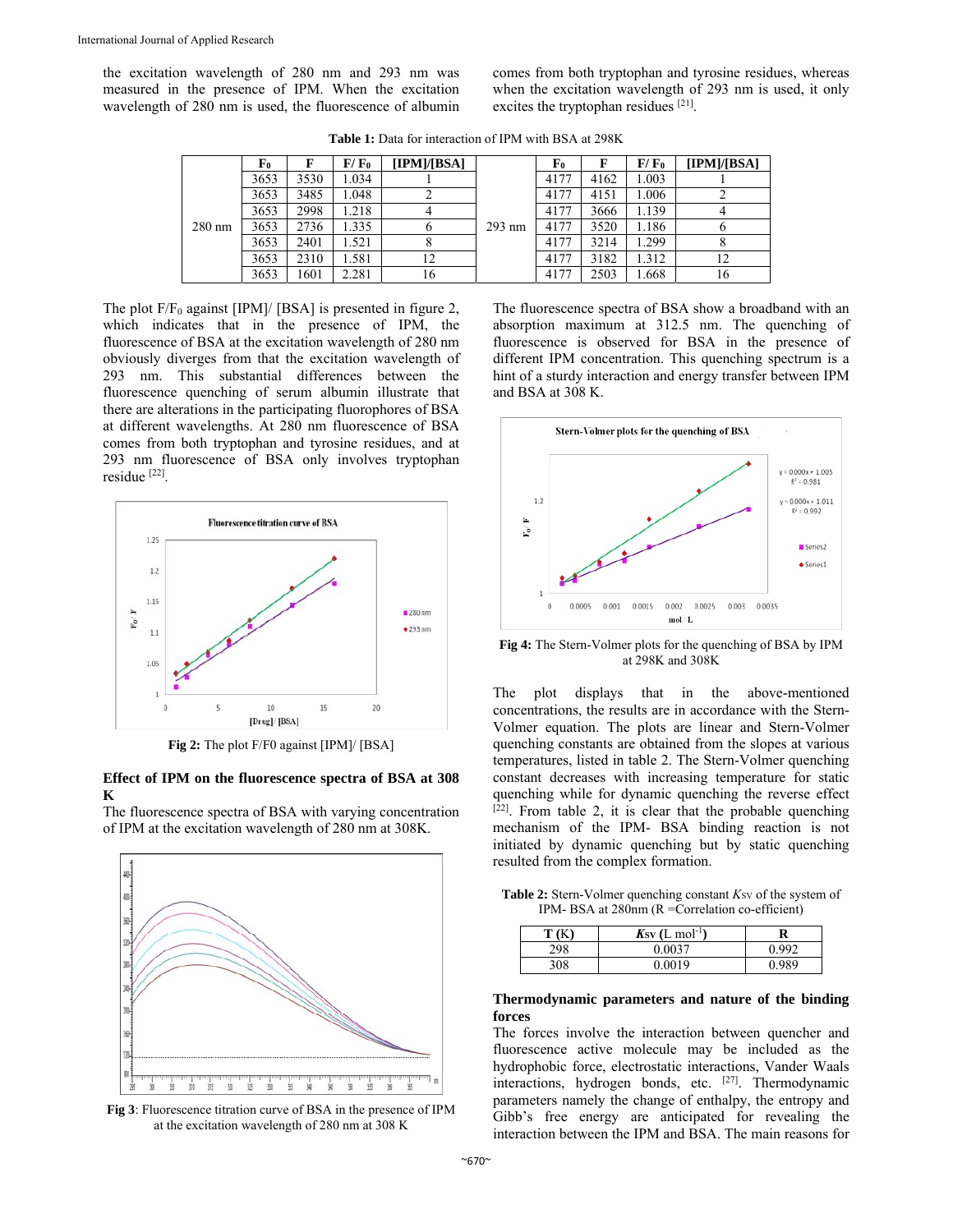the excitation wavelength of 280 nm and 293 nm was measured in the presence of IPM. When the excitation wavelength of 280 nm is used, the fluorescence of albumin comes from both tryptophan and tyrosine residues, whereas when the excitation wavelength of 293 nm is used, it only excites the tryptophan residues [21].

**Table 1:** Data for interaction of IPM with BSA at 298K

| | $F_0$ | F | $F/F_0$ | [IPM]/[BSA] | | $F_0$ | F | $F/F_0$ | [IPM]/[BSA] |
|---|---|---|---|---|---|---|---|---|---|
| 280 nm | 3653 | 3530 | 1.034 | 1 | 293 nm | 4177 | 4162 | 1.003 | 1 |
| | 3653 | 3485 | 1.048 | 2 | | 4177 | 4151 | 1.006 | 2 |
| | 3653 | 2998 | 1.218 | 4 | | 4177 | 3666 | 1.139 | 4 |
| | 3653 | 2736 | 1.335 | 6 | | 4177 | 3520 | 1.186 | 6 |
| | 3653 | 2401 | 1.521 | 8 | | 4177 | 3214 | 1.299 | 8 |
| | 3653 | 2310 | 1.581 | 12 | | 4177 | 3182 | 1.312 | 12 |
| | 3653 | 1601 | 2.281 | 16 | | 4177 | 2503 | 1.668 | 16 |

The plot $F/F_0$ against [IPM]/ [BSA] is presented in figure 2, which indicates that in the presence of IPM, the fluorescence of BSA at the excitation wavelength of 280 nm obviously diverges from that the excitation wavelength of 293 nm. This substantial differences between the fluorescence quenching of serum albumin illustrate that there are alterations in the participating fluorophores of BSA at different wavelengths. At 280 nm fluorescence of BSA comes from both tryptophan and tyrosine residues, and at 293 nm fluorescence of BSA only involves tryptophan residue [22].

**Fig 2:** The plot F/F0 against [IPM]/ [BSA]

### Effect of IPM on the fluorescence spectra of BSA at 308 K

The fluorescence spectra of BSA with varying concentration of IPM at the excitation wavelength of 280 nm at 308K.

**Fig 3**: Fluorescence titration curve of BSA in the presence of IPM at the excitation wavelength of 280 nm at 308 K

The fluorescence spectra of BSA show a broadband with an absorption maximum at 312.5 nm. The quenching of fluorescence is observed for BSA in the presence of different IPM concentration. This quenching spectrum is a hint of a sturdy interaction and energy transfer between IPM and BSA at 308 K.

**Fig 4:** The Stern-Volmer plots for the quenching of BSA by IPM at 298K and 308K

The plot displays that in the above-mentioned concentrations, the results are in accordance with the Stern-Volmer equation. The plots are linear and Stern-Volmer quenching constants are obtained from the slopes at various temperatures, listed in table 2. The Stern-Volmer quenching constant decreases with increasing temperature for static quenching while for dynamic quenching the reverse effect [22]. From table 2, it is clear that the probable quenching mechanism of the IPM- BSA binding reaction is not initiated by dynamic quenching but by static quenching resulted from the complex formation.

**Table 2:** Stern-Volmer quenching constant *K*sv of the system of IPM- BSA at 280nm (R =Correlation co-efficient)

| T (K) | *K*sv (L mol$^{-1}$) | R |
|---|---|---|
| 298 | 0.0037 | 0.992 |
| 308 | 0.0019 | 0.989 |

### Thermodynamic parameters and nature of the binding forces

The forces involve the interaction between quencher and fluorescence active molecule may be included as the hydrophobic force, electrostatic interactions, Vander Waals interactions, hydrogen bonds, etc. [27]. Thermodynamic parameters namely the change of enthalpy, the entropy and Gibb's free energy are anticipated for revealing the interaction between the IPM and BSA. The main reasons for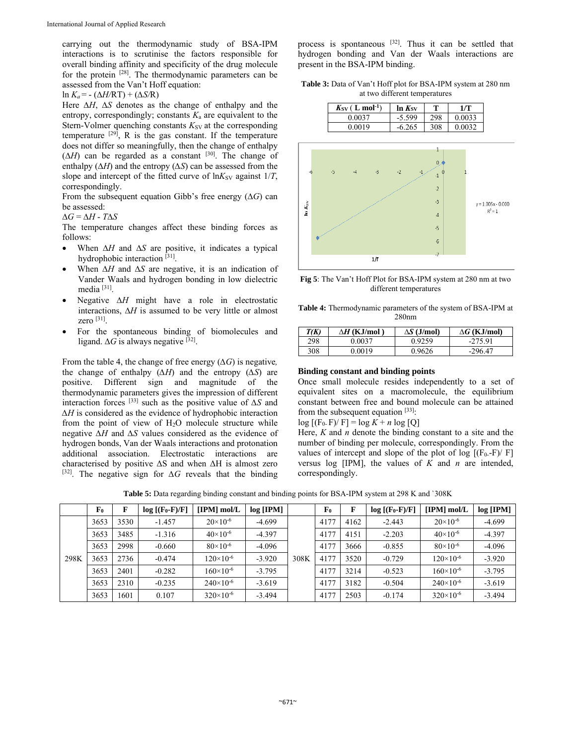carrying out the thermodynamic study of BSA-IPM interactions is to scrutinise the factors responsible for overall binding affinity and specificity of the drug molecule for the protein [28]. The thermodynamic parameters can be assessed from the Van't Hoff equation:

$\ln K_a = -(\Delta H/RT) + (\Delta S/R)$

Here $\Delta H$, $\Delta S$ denotes as the change of enthalpy and the entropy, correspondingly; constants $K_a$ are equivalent to the Stern-Volmer quenching constants $K_{SV}$ at the corresponding temperature [29], R is the gas constant. If the temperature does not differ so meaningfully, then the change of enthalpy ($\Delta H$) can be regarded as a constant [30]. The change of enthalpy ($\Delta H$) and the entropy ($\Delta S$) can be assessed from the slope and intercept of the fitted curve of $\ln K_{SV}$ against $1/T$, correspondingly.

From the subsequent equation Gibb's free energy ($\Delta G$) can be assessed:

$\Delta G = \Delta H - T\Delta S$

The temperature changes affect these binding forces as follows:

- When $\Delta H$ and $\Delta S$ are positive, it indicates a typical hydrophobic interaction [31].
- When $\Delta H$ and $\Delta S$ are negative, it is an indication of Vander Waals and hydrogen bonding in low dielectric media [31].
- Negative $\Delta H$ might have a role in electrostatic interactions, $\Delta H$ is assumed to be very little or almost zero [31].
- For the spontaneous binding of biomolecules and ligand. $\Delta G$ is always negative [32].

From the table 4, the change of free energy ($\Delta G$) is negative, the change of enthalpy ($\Delta H$) and the entropy ($\Delta S$) are positive. Different sign and magnitude of the thermodynamic parameters gives the impression of different interaction forces [33] such as the positive value of $\Delta S$ and $\Delta H$ is considered as the evidence of hydrophobic interaction from the point of view of $H_2O$ molecule structure while negative $\Delta H$ and $\Delta S$ values considered as the evidence of hydrogen bonds, Van der Waals interactions and protonation additional association. Electrostatic interactions are characterised by positive $\Delta S$ and when $\Delta H$ is almost zero [32]. The negative sign for $\Delta G$ reveals that the binding process is spontaneous [32]. Thus it can be settled that hydrogen bonding and Van der Waals interactions are present in the BSA-IPM binding.

**Table 3:** Data of Van't Hoff plot for BSA-IPM system at 280 nm at two different temperatures

| $K_{SV}$ ( L mol$^{-1}$) | ln $K_{SV}$ | T | 1/T |
|---|---|---|---|
| 0.0037 | -5.599 | 298 | 0.0033 |
| 0.0019 | -6.265 | 308 | 0.0032 |

**Fig 5**: The Van't Hoff Plot for BSA-IPM system at 280 nm at two different temperatures

**Table 4:** Thermodynamic parameters of the system of BSA-IPM at 280nm

| *T(K)* | ΔH (KJ/mol ) | ΔS (J/mol) | ΔG (KJ/mol) |
|---|---|---|---|
| 298 | 0.0037 | 0.9259 | -275.91 |
| 308 | 0.0019 | 0.9626 | -296.47 |

## Binding constant and binding points

Once small molecule resides independently to a set of equivalent sites on a macromolecule, the equilibrium constant between free and bound molecule can be attained from the subsequent equation [33]:

$\log [(F_0 - F)/F] = \log K + n \log [Q]$

Here, $K$ and $n$ denote the binding constant to a site and the number of binding per molecule, correspondingly. From the values of intercept and slope of the plot of $\log [(F_0 - F)/F]$ versus log [IPM], the values of $K$ and $n$ are intended, correspondingly.

**Table 5:** Data regarding binding constant and binding points for BSA-IPM system at 298 K and `308K

| | $F_0$ | F | log [(F₀-F)/F] | [IPM] mol/L | log [IPM] | | $F_0$ | F | log [(F₀-F)/F] | [IPM] mol/L | log [IPM] |
|---|---|---|---|---|---|---|---|---|---|---|---|
| 298K | 3653 | 3530 | -1.457 | $20\times10^{-6}$ | -4.699 | 308K | 4177 | 4162 | -2.443 | $20\times10^{-6}$ | -4.699 |
| | 3653 | 3485 | -1.316 | $40\times10^{-6}$ | -4.397 | | 4177 | 4151 | -2.203 | $40\times10^{-6}$ | -4.397 |
| | 3653 | 2998 | -0.660 | $80\times10^{-6}$ | -4.096 | | 4177 | 3666 | -0.855 | $80\times10^{-6}$ | -4.096 |
| | 3653 | 2736 | -0.474 | $120\times10^{-6}$ | -3.920 | | 4177 | 3520 | -0.729 | $120\times10^{-6}$ | -3.920 |
| | 3653 | 2401 | -0.282 | $160\times10^{-6}$ | -3.795 | | 4177 | 3214 | -0.523 | $160\times10^{-6}$ | -3.795 |
| | 3653 | 2310 | -0.235 | $240\times10^{-6}$ | -3.619 | | 4177 | 3182 | -0.504 | $240\times10^{-6}$ | -3.619 |
| | 3653 | 1601 | 0.107 | $320\times10^{-6}$ | -3.494 | | 4177 | 2503 | -0.174 | $320\times10^{-6}$ | -3.494 |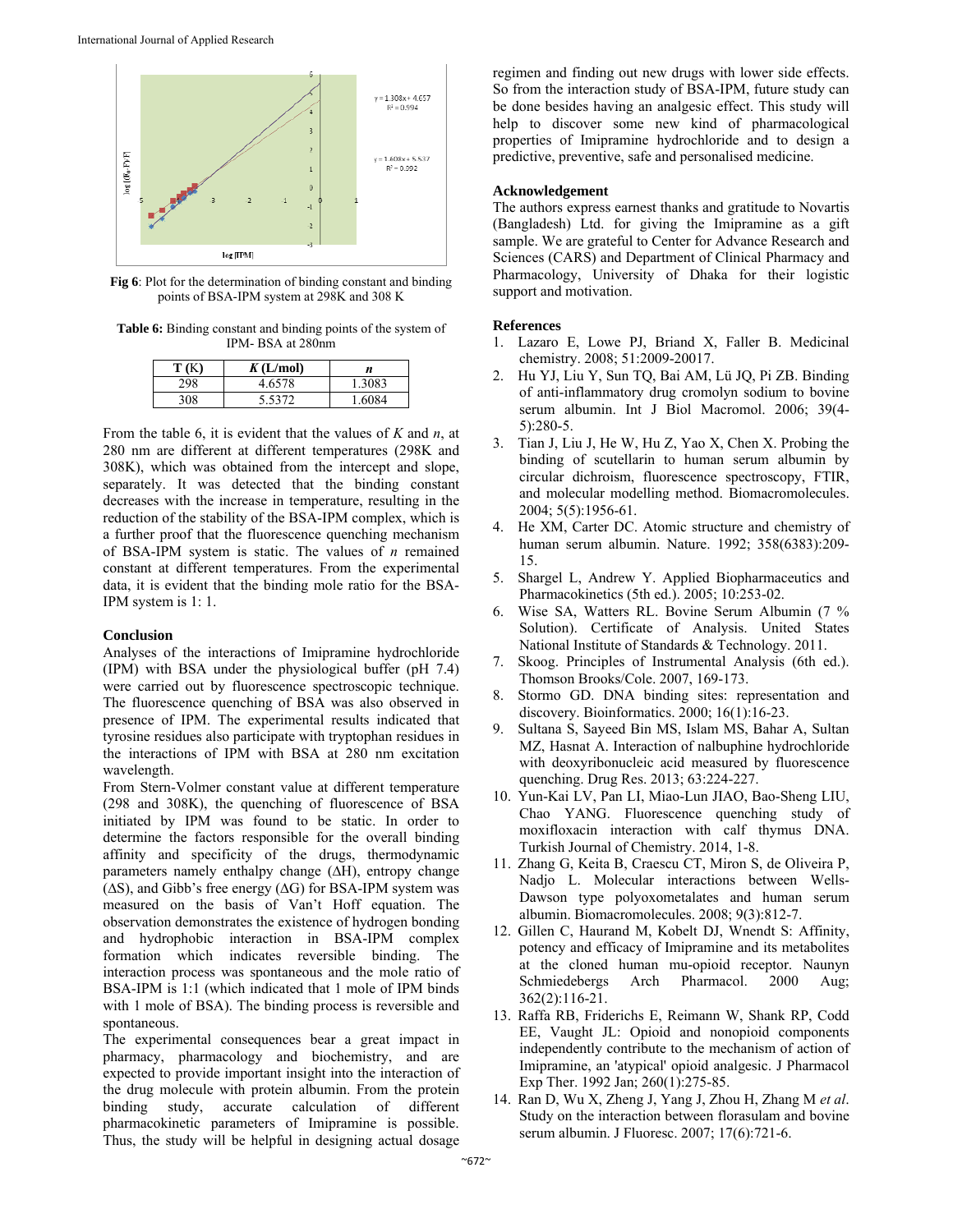Fig 6: Plot for the determination of binding constant and binding points of BSA-IPM system at 298K and 308 K

**Table 6:** Binding constant and binding points of the system of IPM- BSA at 280nm

| T (K) | *K* (L/mol) | *n* |
|---|---|---|
| 298 | 4.6578 | 1.3083 |
| 308 | 5.5372 | 1.6084 |

From the table 6, it is evident that the values of *K* and *n*, at 280 nm are different at different temperatures (298K and 308K), which was obtained from the intercept and slope, separately. It was detected that the binding constant decreases with the increase in temperature, resulting in the reduction of the stability of the BSA-IPM complex, which is a further proof that the fluorescence quenching mechanism of BSA-IPM system is static. The values of *n* remained constant at different temperatures. From the experimental data, it is evident that the binding mole ratio for the BSA-IPM system is 1: 1.

## Conclusion

Analyses of the interactions of Imipramine hydrochloride (IPM) with BSA under the physiological buffer (pH 7.4) were carried out by fluorescence spectroscopic technique. The fluorescence quenching of BSA was also observed in presence of IPM. The experimental results indicated that tyrosine residues also participate with tryptophan residues in the interactions of IPM with BSA at 280 nm excitation wavelength.

From Stern-Volmer constant value at different temperature (298 and 308K), the quenching of fluorescence of BSA initiated by IPM was found to be static. In order to determine the factors responsible for the overall binding affinity and specificity of the drugs, thermodynamic parameters namely enthalpy change ($\Delta H$), entropy change ($\Delta S$), and Gibb's free energy ($\Delta G$) for BSA-IPM system was measured on the basis of Van't Hoff equation. The observation demonstrates the existence of hydrogen bonding and hydrophobic interaction in BSA-IPM complex formation which indicates reversible binding. The interaction process was spontaneous and the mole ratio of BSA-IPM is 1:1 (which indicated that 1 mole of IPM binds with 1 mole of BSA). The binding process is reversible and spontaneous.

The experimental consequences bear a great impact in pharmacy, pharmacology and biochemistry, and are expected to provide important insight into the interaction of the drug molecule with protein albumin. From the protein binding study, accurate calculation of different pharmacokinetic parameters of Imipramine is possible. Thus, the study will be helpful in designing actual dosage regimen and finding out new drugs with lower side effects. So from the interaction study of BSA-IPM, future study can be done besides having an analgesic effect. This study will help to discover some new kind of pharmacological properties of Imipramine hydrochloride and to design a predictive, preventive, safe and personalised medicine.

## Acknowledgement

The authors express earnest thanks and gratitude to Novartis (Bangladesh) Ltd. for giving the Imipramine as a gift sample. We are grateful to Center for Advance Research and Sciences (CARS) and Department of Clinical Pharmacy and Pharmacology, University of Dhaka for their logistic support and motivation.

## References

1. Lazaro E, Lowe PJ, Briand X, Faller B. Medicinal chemistry. 2008; 51:2009-20017.
2. Hu YJ, Liu Y, Sun TQ, Bai AM, Lü JQ, Pi ZB. Binding of anti-inflammatory drug cromolyn sodium to bovine serum albumin. Int J Biol Macromol. 2006; 39(4-5):280-5.
3. Tian J, Liu J, He W, Hu Z, Yao X, Chen X. Probing the binding of scutellarin to human serum albumin by circular dichroism, fluorescence spectroscopy, FTIR, and molecular modelling method. Biomacromolecules. 2004; 5(5):1956-61.
4. He XM, Carter DC. Atomic structure and chemistry of human serum albumin. Nature. 1992; 358(6383):209-15.
5. Shargel L, Andrew Y. Applied Biopharmaceutics and Pharmacokinetics (5th ed.). 2005; 10:253-02.
6. Wise SA, Watters RL. Bovine Serum Albumin (7 % Solution). Certificate of Analysis. United States National Institute of Standards & Technology. 2011.
7. Skoog. Principles of Instrumental Analysis (6th ed.). Thomson Brooks/Cole. 2007, 169-173.
8. Stormo GD. DNA binding sites: representation and discovery. Bioinformatics. 2000; 16(1):16-23.
9. Sultana S, Sayeed Bin MS, Islam MS, Bahar A, Sultan MZ, Hasnat A. Interaction of nalbuphine hydrochloride with deoxyribonucleic acid measured by fluorescence quenching. Drug Res. 2013; 63:224-227.
10. Yun-Kai LV, Pan LI, Miao-Lun JIAO, Bao-Sheng LIU, Chao YANG. Fluorescence quenching study of moxifloxacin interaction with calf thymus DNA. Turkish Journal of Chemistry. 2014, 1-8.
11. Zhang G, Keita B, Craescu CT, Miron S, de Oliveira P, Nadjo L. Molecular interactions between Wells-Dawson type polyoxometalates and human serum albumin. Biomacromolecules. 2008; 9(3):812-7.
12. Gillen C, Haurand M, Kobelt DJ, Wnendt S: Affinity, potency and efficacy of Imipramine and its metabolites at the cloned human mu-opioid receptor. Naunyn Schmiedebergs Arch Pharmacol. 2000 Aug; 362(2):116-21.
13. Raffa RB, Friderichs E, Reimann W, Shank RP, Codd EE, Vaught JL: Opioid and nonopioid components independently contribute to the mechanism of action of Imipramine, an 'atypical' opioid analgesic. J Pharmacol Exp Ther. 1992 Jan; 260(1):275-85.
14. Ran D, Wu X, Zheng J, Yang J, Zhou H, Zhang M *et al*. Study on the interaction between florasulam and bovine serum albumin. J Fluoresc. 2007; 17(6):721-6.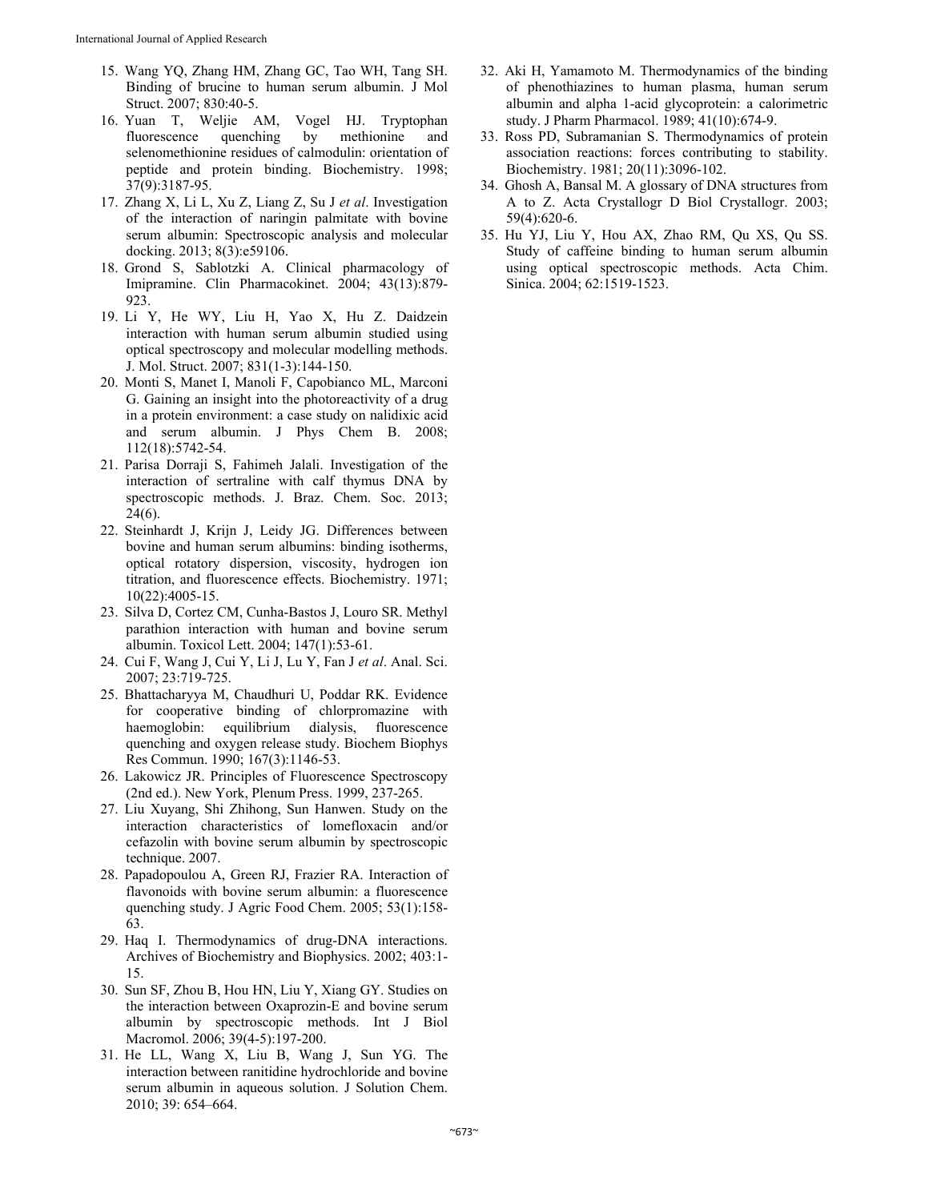15. Wang YQ, Zhang HM, Zhang GC, Tao WH, Tang SH. Binding of brucine to human serum albumin. J Mol Struct. 2007; 830:40-5.
16. Yuan T, Weljie AM, Vogel HJ. Tryptophan fluorescence quenching by methionine and selenomethionine residues of calmodulin: orientation of peptide and protein binding. Biochemistry. 1998; 37(9):3187-95.
17. Zhang X, Li L, Xu Z, Liang Z, Su J *et al*. Investigation of the interaction of naringin palmitate with bovine serum albumin: Spectroscopic analysis and molecular docking. 2013; 8(3):e59106.
18. Grond S, Sablotzki A. Clinical pharmacology of Imipramine. Clin Pharmacokinet. 2004; 43(13):879-923.
19. Li Y, He WY, Liu H, Yao X, Hu Z. Daidzein interaction with human serum albumin studied using optical spectroscopy and molecular modelling methods. J. Mol. Struct. 2007; 831(1-3):144-150.
20. Monti S, Manet I, Manoli F, Capobianco ML, Marconi G. Gaining an insight into the photoreactivity of a drug in a protein environment: a case study on nalidixic acid and serum albumin. J Phys Chem B. 2008; 112(18):5742-54.
21. Parisa Dorraji S, Fahimeh Jalali. Investigation of the interaction of sertraline with calf thymus DNA by spectroscopic methods. J. Braz. Chem. Soc. 2013; 24(6).
22. Steinhardt J, Krijn J, Leidy JG. Differences between bovine and human serum albumins: binding isotherms, optical rotatory dispersion, viscosity, hydrogen ion titration, and fluorescence effects. Biochemistry. 1971; 10(22):4005-15.
23. Silva D, Cortez CM, Cunha-Bastos J, Louro SR. Methyl parathion interaction with human and bovine serum albumin. Toxicol Lett. 2004; 147(1):53-61.
24. Cui F, Wang J, Cui Y, Li J, Lu Y, Fan J *et al*. Anal. Sci. 2007; 23:719-725.
25. Bhattacharyya M, Chaudhuri U, Poddar RK. Evidence for cooperative binding of chlorpromazine with haemoglobin: equilibrium dialysis, fluorescence quenching and oxygen release study. Biochem Biophys Res Commun. 1990; 167(3):1146-53.
26. Lakowicz JR. Principles of Fluorescence Spectroscopy (2nd ed.). New York, Plenum Press. 1999, 237-265.
27. Liu Xuyang, Shi Zhihong, Sun Hanwen. Study on the interaction characteristics of lomefloxacin and/or cefazolin with bovine serum albumin by spectroscopic technique. 2007.
28. Papadopoulou A, Green RJ, Frazier RA. Interaction of flavonoids with bovine serum albumin: a fluorescence quenching study. J Agric Food Chem. 2005; 53(1):158-63.
29. Haq I. Thermodynamics of drug-DNA interactions. Archives of Biochemistry and Biophysics. 2002; 403:1-15.
30. Sun SF, Zhou B, Hou HN, Liu Y, Xiang GY. Studies on the interaction between Oxaprozin-E and bovine serum albumin by spectroscopic methods. Int J Biol Macromol. 2006; 39(4-5):197-200.
31. He LL, Wang X, Liu B, Wang J, Sun YG. The interaction between ranitidine hydrochloride and bovine serum albumin in aqueous solution. J Solution Chem. 2010; 39: 654–664.
32. Aki H, Yamamoto M. Thermodynamics of the binding of phenothiazines to human plasma, human serum albumin and alpha 1-acid glycoprotein: a calorimetric study. J Pharm Pharmacol. 1989; 41(10):674-9.
33. Ross PD, Subramanian S. Thermodynamics of protein association reactions: forces contributing to stability. Biochemistry. 1981; 20(11):3096-102.
34. Ghosh A, Bansal M. A glossary of DNA structures from A to Z. Acta Crystallogr D Biol Crystallogr. 2003; 59(4):620-6.
35. Hu YJ, Liu Y, Hou AX, Zhao RM, Qu XS, Qu SS. Study of caffeine binding to human serum albumin using optical spectroscopic methods. Acta Chim. Sinica. 2004; 62:1519-1523.